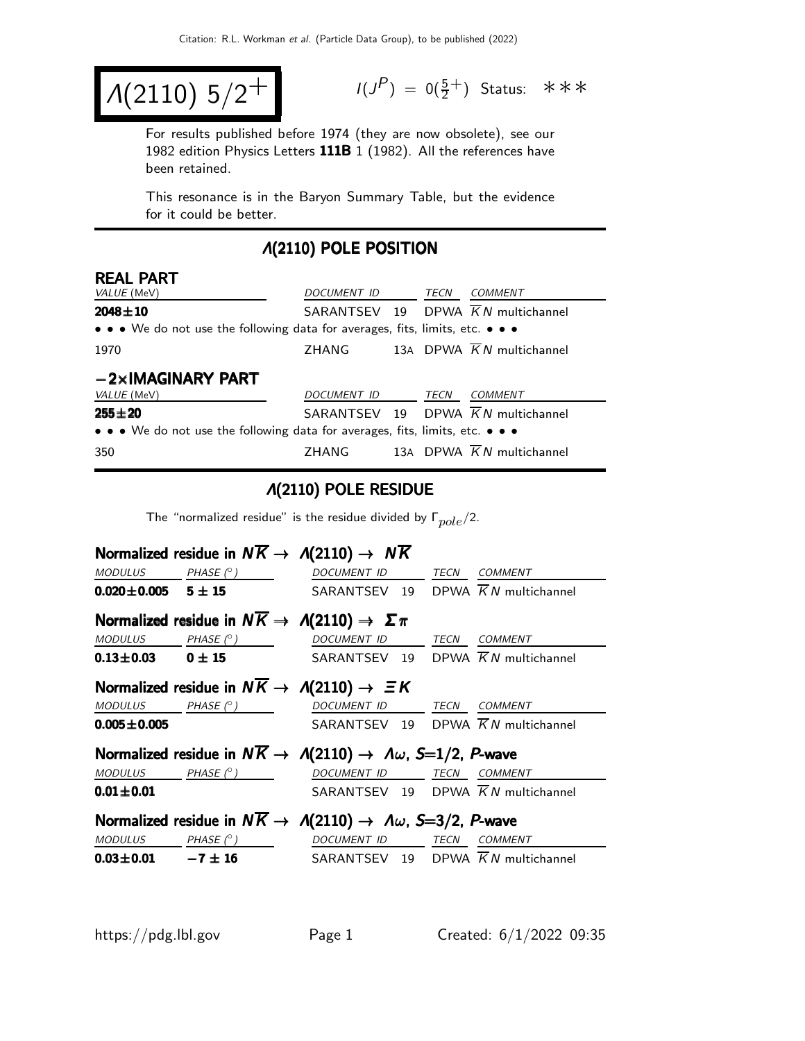# $\Lambda(2110)$ $5/2^+$

$I(J^P) = 0(\frac{5}{2}^+)$ Status: ∗∗∗

For results published before 1974 (they are now obsolete), see our 1982 edition Physics Letters **111B** 1 (1982). All the references have been retained.

This resonance is in the Baryon Summary Table, but the evidence for it could be better.

## $\Lambda(2110)$ POLE POSITION

### REAL PART

| VALUE (MeV) | DOCUMENT ID | | TECN | COMMENT |
|---|---|---|---|---|
| **2048±10** | SARANTSEV | 19 | DPWA | $\overline{K}N$ multichannel |
| • • • We do not use the following data for averages, fits, limits, etc. • • • | | | | |
| 1970 | ZHANG | 13A | DPWA | $\overline{K}N$ multichannel |

### −2×IMAGINARY PART

| VALUE (MeV) | DOCUMENT ID | | TECN | COMMENT |
|---|---|---|---|---|
| **255±20** | SARANTSEV | 19 | DPWA | $\overline{K}N$ multichannel |
| • • • We do not use the following data for averages, fits, limits, etc. • • • | | | | |
| 350 | ZHANG | 13A | DPWA | $\overline{K}N$ multichannel |

## $\Lambda(2110)$ POLE RESIDUE

The "normalized residue" is the residue divided by $\Gamma_{pole}/2$.

### Normalized residue in $N\overline{K} \rightarrow \Lambda(2110) \rightarrow N\overline{K}$

| MODULUS | PHASE (°) | DOCUMENT ID | | TECN | COMMENT |
|---|---|---|---|---|---|
| **0.020±0.005** | **5 ± 15** | SARANTSEV | 19 | DPWA | $\overline{K}N$ multichannel |

### Normalized residue in $N\overline{K} \rightarrow \Lambda(2110) \rightarrow \Sigma\pi$

| MODULUS | PHASE (°) | DOCUMENT ID | | TECN | COMMENT |
|---|---|---|---|---|---|
| **0.13±0.03** | **0 ± 15** | SARANTSEV | 19 | DPWA | $\overline{K}N$ multichannel |

### Normalized residue in $N\overline{K} \rightarrow \Lambda(2110) \rightarrow \Xi K$

| MODULUS | PHASE (°) | DOCUMENT ID | | TECN | COMMENT |
|---|---|---|---|---|---|
| **0.005±0.005** | | SARANTSEV | 19 | DPWA | $\overline{K}N$ multichannel |

### Normalized residue in $N\overline{K} \rightarrow \Lambda(2110) \rightarrow \Lambda\omega$, $S$=1/2, $P$-wave

| MODULUS | PHASE (°) | DOCUMENT ID | | TECN | COMMENT |
|---|---|---|---|---|---|
| **0.01±0.01** | | SARANTSEV | 19 | DPWA | $\overline{K}N$ multichannel |

### Normalized residue in $N\overline{K} \rightarrow \Lambda(2110) \rightarrow \Lambda\omega$, $S$=3/2, $P$-wave

| MODULUS | PHASE (°) | DOCUMENT ID | | TECN | COMMENT |
|---|---|---|---|---|---|
| **0.03±0.01** | **−7 ± 16** | SARANTSEV | 19 | DPWA | $\overline{K}N$ multichannel |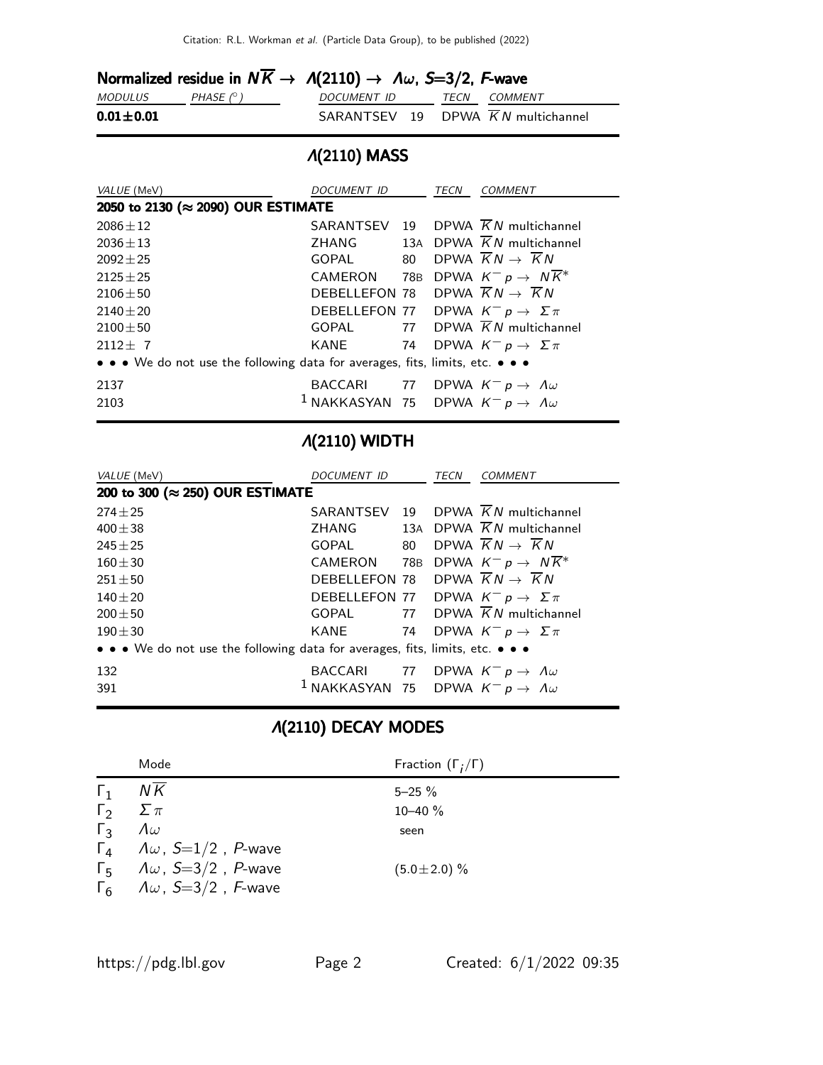### Normalized residue in $N\overline{K} \to \Lambda(2110) \to \Lambda\omega$, $S=3/2$, $F$-wave

| MODULUS | PHASE (°) | DOCUMENT ID | | TECN | COMMENT |
|---|---|---|---|---|---|
| **0.01±0.01** | | SARANTSEV | 19 | DPWA | $\overline{K}N$ multichannel |

## $\Lambda(2110)$ MASS

| VALUE (MeV) | DOCUMENT ID | | TECN | COMMENT |
|---|---|---|---|---|
| **2050 to 2130 (≈ 2090) OUR ESTIMATE** | | | | |
| 2086±12 | SARANTSEV | 19 | DPWA | $\overline{K}N$ multichannel |
| 2036±13 | ZHANG | 13A | DPWA | $\overline{K}N$ multichannel |
| 2092±25 | GOPAL | 80 | DPWA | $\overline{K}N \to \overline{K}N$ |
| 2125±25 | CAMERON | 78B | DPWA | $K^- p \to N\overline{K}^*$ |
| 2106±50 | DEBELLEFON | 78 | DPWA | $\overline{K}N \to \overline{K}N$ |
| 2140±20 | DEBELLEFON | 77 | DPWA | $K^- p \to \Sigma\pi$ |
| 2100±50 | GOPAL | 77 | DPWA | $\overline{K}N$ multichannel |
| 2112± 7 | KANE | 74 | DPWA | $K^- p \to \Sigma\pi$ |
| • • • We do not use the following data for averages, fits, limits, etc. • • • | | | | |
| 2137 | BACCARI | 77 | DPWA | $K^- p \to \Lambda\omega$ |
| 2103 | [1] NAKKASYAN | 75 | DPWA | $K^- p \to \Lambda\omega$ |

## $\Lambda(2110)$ WIDTH

| VALUE (MeV) | DOCUMENT ID | | TECN | COMMENT |
|---|---|---|---|---|
| **200 to 300 (≈ 250) OUR ESTIMATE** | | | | |
| 274±25 | SARANTSEV | 19 | DPWA | $\overline{K}N$ multichannel |
| 400±38 | ZHANG | 13A | DPWA | $\overline{K}N$ multichannel |
| 245±25 | GOPAL | 80 | DPWA | $\overline{K}N \to \overline{K}N$ |
| 160±30 | CAMERON | 78B | DPWA | $K^- p \to N\overline{K}^*$ |
| 251±50 | DEBELLEFON | 78 | DPWA | $\overline{K}N \to \overline{K}N$ |
| 140±20 | DEBELLEFON | 77 | DPWA | $K^- p \to \Sigma\pi$ |
| 200±50 | GOPAL | 77 | DPWA | $\overline{K}N$ multichannel |
| 190±30 | KANE | 74 | DPWA | $K^- p \to \Sigma\pi$ |
| • • • We do not use the following data for averages, fits, limits, etc. • • • | | | | |
| 132 | BACCARI | 77 | DPWA | $K^- p \to \Lambda\omega$ |
| 391 | [1] NAKKASYAN | 75 | DPWA | $K^- p \to \Lambda\omega$ |

## $\Lambda(2110)$ DECAY MODES

| | Mode | Fraction ($\Gamma_i/\Gamma$) |
|---|---|---|
| $\Gamma_1$ | $N\overline{K}$ | 5–25 % |
| $\Gamma_2$ | $\Sigma\pi$ | 10–40 % |
| $\Gamma_3$ | $\Lambda\omega$ | seen |
| $\Gamma_4$ | $\Lambda\omega$, $S=1/2$ , $P$-wave | |
| $\Gamma_5$ | $\Lambda\omega$, $S=3/2$ , $P$-wave | (5.0±2.0) % |
| $\Gamma_6$ | $\Lambda\omega$, $S=3/2$ , $F$-wave | |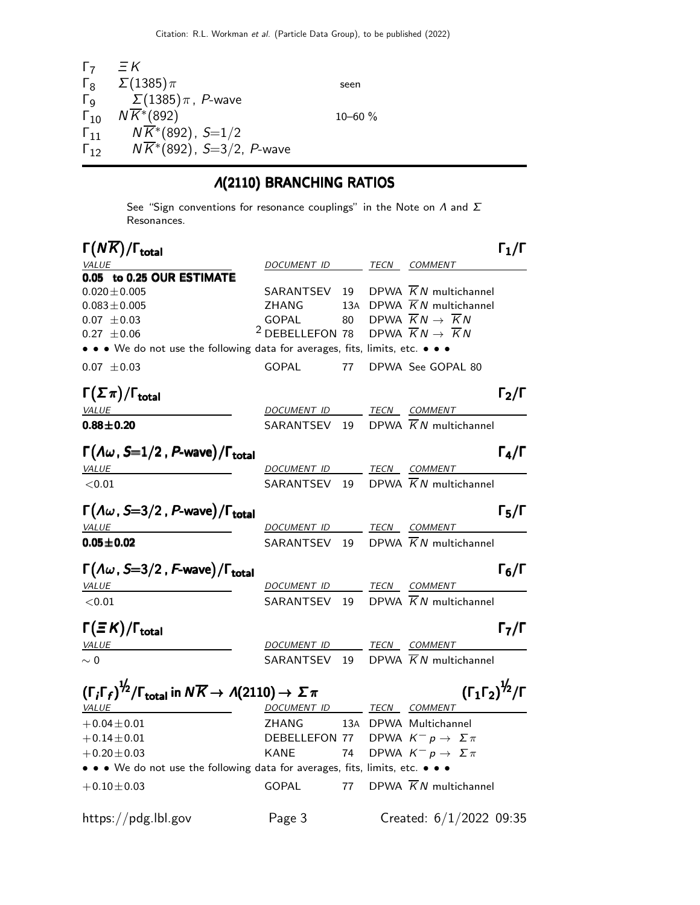| | | |
|---|---|---|
| $\Gamma_7$ | $\Xi K$ | |
| $\Gamma_8$ | $\Sigma(1385)\pi$ | seen |
| $\Gamma_9$ | $\Sigma(1385)\pi$, $P$-wave | |
| $\Gamma_{10}$ | $N\overline{K}^*(892)$ | 10–60 % |
| $\Gamma_{11}$ | $N\overline{K}^*(892)$, $S$=1/2 | |
| $\Gamma_{12}$ | $N\overline{K}^*(892)$, $S$=3/2, $P$-wave | |

## Λ(2110) BRANCHING RATIOS

See "Sign conventions for resonance couplings" in the Note on $\Lambda$ and $\Sigma$ Resonances.

### $\Gamma(N\overline{K})/\Gamma_{\text{total}}$ — $\Gamma_1/\Gamma$

| VALUE | DOCUMENT ID | | TECN | COMMENT |
|---|---|---|---|---|
| **0.05 to 0.25 OUR ESTIMATE** | | | | |
| 0.020±0.005 | SARANTSEV | 19 | DPWA | $\overline{K}N$ multichannel |
| 0.083±0.005 | ZHANG | 13A | DPWA | $\overline{K}N$ multichannel |
| 0.07 ±0.03 | GOPAL | 80 | DPWA | $\overline{K}N \to \overline{K}N$ |
| 0.27 ±0.06 | [2] DEBELLEFON | 78 | DPWA | $\overline{K}N \to \overline{K}N$ |
| • • • We do not use the following data for averages, fits, limits, etc. • • • | | | | |
| 0.07 ±0.03 | GOPAL | 77 | DPWA | See GOPAL 80 |

### $\Gamma(\Sigma\pi)/\Gamma_{\text{total}}$ — $\Gamma_2/\Gamma$

| VALUE | DOCUMENT ID | | TECN | COMMENT |
|---|---|---|---|---|
| **0.88±0.20** | SARANTSEV | 19 | DPWA | $\overline{K}N$ multichannel |

### $\Gamma(\Lambda\omega, S=1/2, P\text{-wave})/\Gamma_{\text{total}}$ — $\Gamma_4/\Gamma$

| VALUE | DOCUMENT ID | | TECN | COMMENT |
|---|---|---|---|---|
| <0.01 | SARANTSEV | 19 | DPWA | $\overline{K}N$ multichannel |

### $\Gamma(\Lambda\omega, S=3/2, P\text{-wave})/\Gamma_{\text{total}}$ — $\Gamma_5/\Gamma$

| VALUE | DOCUMENT ID | | TECN | COMMENT |
|---|---|---|---|---|
| **0.05±0.02** | SARANTSEV | 19 | DPWA | $\overline{K}N$ multichannel |

### $\Gamma(\Lambda\omega, S=3/2, F\text{-wave})/\Gamma_{\text{total}}$ — $\Gamma_6/\Gamma$

| VALUE | DOCUMENT ID | | TECN | COMMENT |
|---|---|---|---|---|
| <0.01 | SARANTSEV | 19 | DPWA | $\overline{K}N$ multichannel |

### $\Gamma(\Xi K)/\Gamma_{\text{total}}$ — $\Gamma_7/\Gamma$

| VALUE | DOCUMENT ID | | TECN | COMMENT |
|---|---|---|---|---|
| ∼ 0 | SARANTSEV | 19 | DPWA | $\overline{K}N$ multichannel |

### $(\Gamma_i\Gamma_f)^{1/2}/\Gamma_{\text{total}}$ in $N\overline{K} \to \Lambda(2110) \to \Sigma\pi$ — $(\Gamma_1\Gamma_2)^{1/2}/\Gamma$

| VALUE | DOCUMENT ID | | TECN | COMMENT |
|---|---|---|---|---|
| +0.04±0.01 | ZHANG | 13A | DPWA | Multichannel |
| +0.14±0.01 | DEBELLEFON | 77 | DPWA | $K^- p \to \Sigma\pi$ |
| +0.20±0.03 | KANE | 74 | DPWA | $K^- p \to \Sigma\pi$ |
| • • • We do not use the following data for averages, fits, limits, etc. • • • | | | | |
| +0.10±0.03 | GOPAL | 77 | DPWA | $\overline{K}N$ multichannel |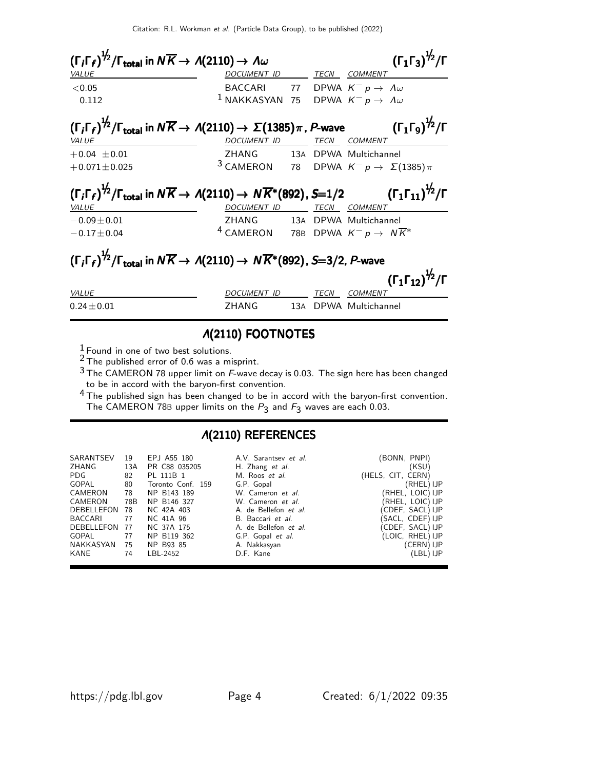### $(\Gamma_i\Gamma_f)^{1/2}/\Gamma_{total}$ in $N\overline{K} \rightarrow \Lambda(2110) \rightarrow \Lambda\omega$ $(\Gamma_1\Gamma_3)^{1/2}/\Gamma$

| VALUE | DOCUMENT ID | | TECN | COMMENT |
|---|---|---|---|---|
| $<0.05$ | BACCARI | 77 | DPWA | $K^- p \rightarrow \Lambda\omega$ |
| 0.112 | [1] NAKKASYAN | 75 | DPWA | $K^- p \rightarrow \Lambda\omega$ |

### $(\Gamma_i\Gamma_f)^{1/2}/\Gamma_{total}$ in $N\overline{K} \rightarrow \Lambda(2110) \rightarrow \Sigma(1385)\pi$, *P*-wave $(\Gamma_1\Gamma_9)^{1/2}/\Gamma$

| VALUE | DOCUMENT ID | | TECN | COMMENT |
|---|---|---|---|---|
| $+0.04 \pm 0.01$ | ZHANG | 13A | DPWA | Multichannel |
| $+0.071 \pm 0.025$ | [3] CAMERON | 78 | DPWA | $K^- p \rightarrow \Sigma(1385)\pi$ |

### $(\Gamma_i\Gamma_f)^{1/2}/\Gamma_{total}$ in $N\overline{K} \rightarrow \Lambda(2110) \rightarrow N\overline{K}^*(892)$, $S$=1/2 $(\Gamma_1\Gamma_{11})^{1/2}/\Gamma$

| VALUE | DOCUMENT ID | | TECN | COMMENT |
|---|---|---|---|---|
| $-0.09 \pm 0.01$ | ZHANG | 13A | DPWA | Multichannel |
| $-0.17 \pm 0.04$ | [4] CAMERON | 78B | DPWA | $K^- p \rightarrow N\overline{K}^*$ |

### $(\Gamma_i\Gamma_f)^{1/2}/\Gamma_{total}$ in $N\overline{K} \rightarrow \Lambda(2110) \rightarrow N\overline{K}^*(892)$, $S$=3/2, *P*-wave $(\Gamma_1\Gamma_{12})^{1/2}/\Gamma$

| VALUE | DOCUMENT ID | | TECN | COMMENT |
|---|---|---|---|---|
| $0.24 \pm 0.01$ | ZHANG | 13A | DPWA | Multichannel |

## $\Lambda(2110)$ FOOTNOTES

[1] Found in one of two best solutions.

[2] The published error of 0.6 was a misprint.

[3] The CAMERON 78 upper limit on *F*-wave decay is 0.03. The sign here has been changed to be in accord with the baryon-first convention.

[4] The published sign has been changed to be in accord with the baryon-first convention. The CAMERON 78B upper limits on the $P_3$ and $F_3$ waves are each 0.03.

## $\Lambda(2110)$ REFERENCES

| | | | | |
|---|---|---|---|---|
| SARANTSEV | 19 | EPJ A55 180 | A.V. Sarantsev *et al.* | (BONN, PNPI) |
| ZHANG | 13A | PR C88 035205 | H. Zhang *et al.* | (KSU) |
| PDG | 82 | PL 111B 1 | M. Roos *et al.* | (HELS, CIT, CERN) |
| GOPAL | 80 | Toronto Conf. 159 | G.P. Gopal | (RHEL) IJP |
| CAMERON | 78 | NP B143 189 | W. Cameron *et al.* | (RHEL, LOIC) IJP |
| CAMERON | 78B | NP B146 327 | W. Cameron *et al.* | (RHEL, LOIC) IJP |
| DEBELLEFON | 78 | NC 42A 403 | A. de Bellefon *et al.* | (CDEF, SACL) IJP |
| BACCARI | 77 | NC 41A 96 | B. Baccari *et al.* | (SACL, CDEF) IJP |
| DEBELLEFON | 77 | NC 37A 175 | A. de Bellefon *et al.* | (CDEF, SACL) IJP |
| GOPAL | 77 | NP B119 362 | G.P. Gopal *et al.* | (LOIC, RHEL) IJP |
| NAKKASYAN | 75 | NP B93 85 | A. Nakkasyan | (CERN) IJP |
| KANE | 74 | LBL-2452 | D.F. Kane | (LBL) IJP |